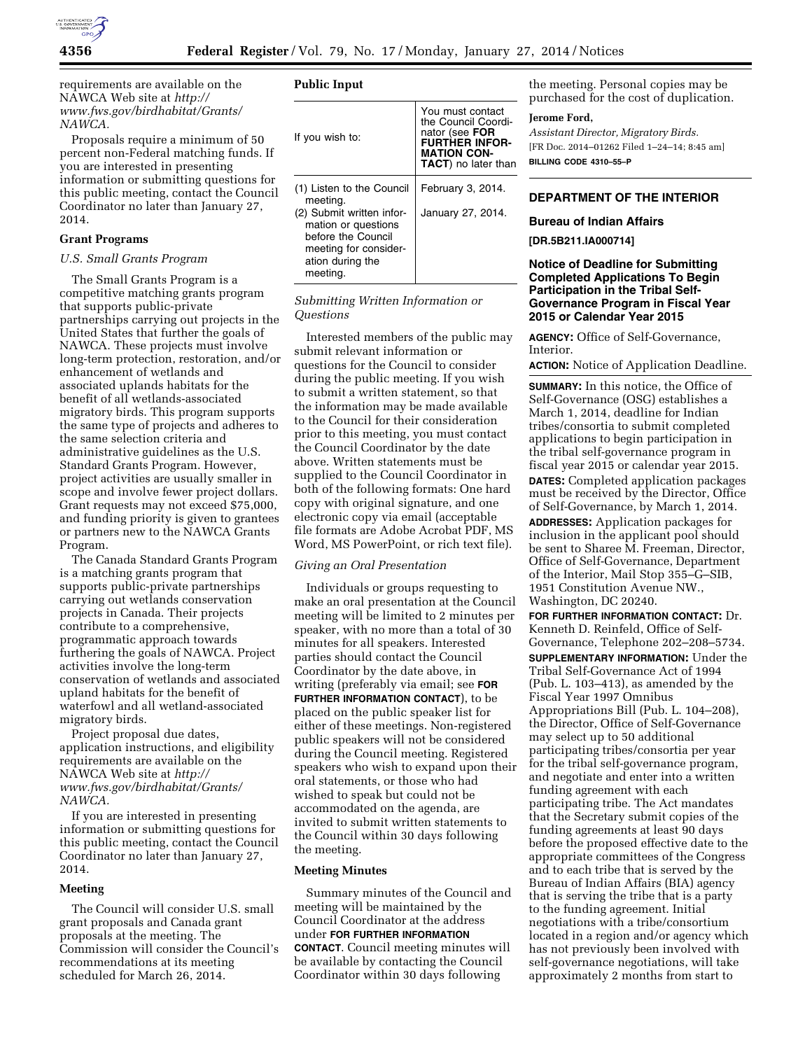requirements are available on the NAWCA Web site at *http://www.fws.gov/birdhabitat/Grants/NAWCA.*

Proposals require a minimum of 50 percent non-Federal matching funds. If you are interested in presenting information or submitting questions for this public meeting, contact the Council Coordinator no later than January 27, 2014.

## Grant Programs

*U.S. Small Grants Program*

The Small Grants Program is a competitive matching grants program that supports public-private partnerships carrying out projects in the United States that further the goals of NAWCA. These projects must involve long-term protection, restoration, and/or enhancement of wetlands and associated uplands habitats for the benefit of all wetlands-associated migratory birds. This program supports the same type of projects and adheres to the same selection criteria and administrative guidelines as the U.S. Standard Grants Program. However, project activities are usually smaller in scope and involve fewer project dollars. Grant requests may not exceed $75,000, and funding priority is given to grantees or partners new to the NAWCA Grants Program.

The Canada Standard Grants Program is a matching grants program that supports public-private partnerships carrying out wetlands conservation projects in Canada. Their projects contribute to a comprehensive, programmatic approach towards furthering the goals of NAWCA. Project activities involve the long-term conservation of wetlands and associated upland habitats for the benefit of waterfowl and all wetland-associated migratory birds.

Project proposal due dates, application instructions, and eligibility requirements are available on the NAWCA Web site at *http://www.fws.gov/birdhabitat/Grants/NAWCA.*

If you are interested in presenting information or submitting questions for this public meeting, contact the Council Coordinator no later than January 27, 2014.

## Meeting

The Council will consider U.S. small grant proposals and Canada grant proposals at the meeting. The Commission will consider the Council's recommendations at its meeting scheduled for March 26, 2014.

## Public Input

| If you wish to: | You must contact the Council Coordinator (see **FOR FURTHER INFORMATION CONTACT**) no later than |
|---|---|
| (1) Listen to the Council meeting. | February 3, 2014. |
| (2) Submit written information or questions before the Council meeting for consideration during the meeting. | January 27, 2014. |

*Submitting Written Information or Questions*

Interested members of the public may submit relevant information or questions for the Council to consider during the public meeting. If you wish to submit a written statement, so that the information may be made available to the Council for their consideration prior to this meeting, you must contact the Council Coordinator by the date above. Written statements must be supplied to the Council Coordinator in both of the following formats: One hard copy with original signature, and one electronic copy via email (acceptable file formats are Adobe Acrobat PDF, MS Word, MS PowerPoint, or rich text file).

*Giving an Oral Presentation*

Individuals or groups requesting to make an oral presentation at the Council meeting will be limited to 2 minutes per speaker, with no more than a total of 30 minutes for all speakers. Interested parties should contact the Council Coordinator by the date above, in writing (preferably via email; see **FOR FURTHER INFORMATION CONTACT**), to be placed on the public speaker list for either of these meetings. Non-registered public speakers will not be considered during the Council meeting. Registered speakers who wish to expand upon their oral statements, or those who had wished to speak but could not be accommodated on the agenda, are invited to submit written statements to the Council within 30 days following the meeting.

## Meeting Minutes

Summary minutes of the Council and meeting will be maintained by the Council Coordinator at the address under **FOR FURTHER INFORMATION CONTACT**. Council meeting minutes will be available by contacting the Council Coordinator within 30 days following the meeting. Personal copies may be purchased for the cost of duplication.

**Jerome Ford,**

*Assistant Director, Migratory Birds.*

[FR Doc. 2014–01262 Filed 1–24–14; 8:45 am]

**BILLING CODE 4310–55–P**

# DEPARTMENT OF THE INTERIOR

## Bureau of Indian Affairs

**[DR.5B211.IA000714]**

## Notice of Deadline for Submitting Completed Applications To Begin Participation in the Tribal Self-Governance Program in Fiscal Year 2015 or Calendar Year 2015

**AGENCY:** Office of Self-Governance, Interior.

**ACTION:** Notice of Application Deadline.

**SUMMARY:** In this notice, the Office of Self-Governance (OSG) establishes a March 1, 2014, deadline for Indian tribes/consortia to submit completed applications to begin participation in the tribal self-governance program in fiscal year 2015 or calendar year 2015.

**DATES:** Completed application packages must be received by the Director, Office of Self-Governance, by March 1, 2014.

**ADDRESSES:** Application packages for inclusion in the applicant pool should be sent to Sharee M. Freeman, Director, Office of Self-Governance, Department of the Interior, Mail Stop 355–G–SIB, 1951 Constitution Avenue NW., Washington, DC 20240.

**FOR FURTHER INFORMATION CONTACT:** Dr. Kenneth D. Reinfeld, Office of Self-Governance, Telephone 202–208–5734.

**SUPPLEMENTARY INFORMATION:** Under the Tribal Self-Governance Act of 1994 (Pub. L. 103–413), as amended by the Fiscal Year 1997 Omnibus Appropriations Bill (Pub. L. 104–208), the Director, Office of Self-Governance may select up to 50 additional participating tribes/consortia per year for the tribal self-governance program, and negotiate and enter into a written funding agreement with each participating tribe. The Act mandates that the Secretary submit copies of the funding agreements at least 90 days before the proposed effective date to the appropriate committees of the Congress and to each tribe that is served by the Bureau of Indian Affairs (BIA) agency that is serving the tribe that is a party to the funding agreement. Initial negotiations with a tribe/consortium located in a region and/or agency which has not previously been involved with self-governance negotiations, will take approximately 2 months from start to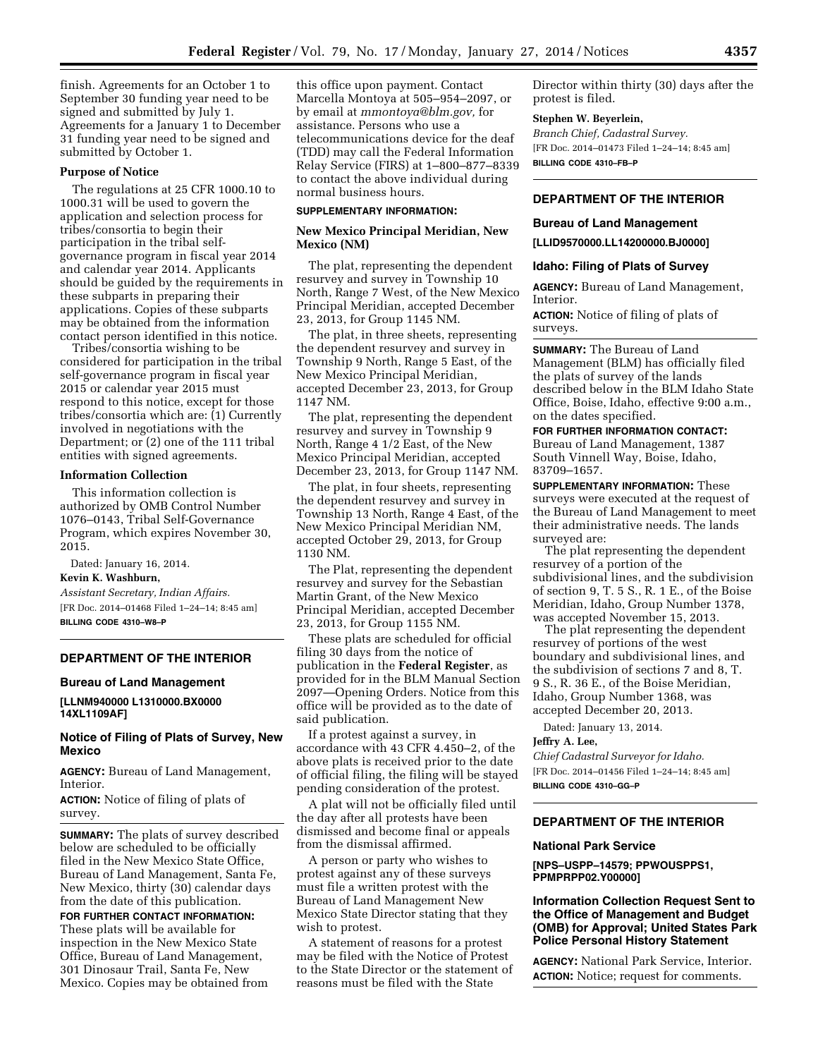finish. Agreements for an October 1 to September 30 funding year need to be signed and submitted by July 1. Agreements for a January 1 to December 31 funding year need to be signed and submitted by October 1.

**Purpose of Notice**

The regulations at 25 CFR 1000.10 to 1000.31 will be used to govern the application and selection process for tribes/consortia to begin their participation in the tribal self-governance program in fiscal year 2014 and calendar year 2014. Applicants should be guided by the requirements in these subparts in preparing their applications. Copies of these subparts may be obtained from the information contact person identified in this notice.

Tribes/consortia wishing to be considered for participation in the tribal self-governance program in fiscal year 2015 or calendar year 2015 must respond to this notice, except for those tribes/consortia which are: (1) Currently involved in negotiations with the Department; or (2) one of the 111 tribal entities with signed agreements.

**Information Collection**

This information collection is authorized by OMB Control Number 1076–0143, Tribal Self-Governance Program, which expires November 30, 2015.

Dated: January 16, 2014.

**Kevin K. Washburn,**

*Assistant Secretary, Indian Affairs.*

[FR Doc. 2014–01468 Filed 1–24–14; 8:45 am]

**BILLING CODE 4310–W8–P**

---

## DEPARTMENT OF THE INTERIOR

### Bureau of Land Management

**[LLNM940000 L1310000.BX0000 14XL1109AF]**

### Notice of Filing of Plats of Survey, New Mexico

**AGENCY:** Bureau of Land Management, Interior.

**ACTION:** Notice of filing of plats of survey.

**SUMMARY:** The plats of survey described below are scheduled to be officially filed in the New Mexico State Office, Bureau of Land Management, Santa Fe, New Mexico, thirty (30) calendar days from the date of this publication.

**FOR FURTHER CONTACT INFORMATION:** These plats will be available for inspection in the New Mexico State Office, Bureau of Land Management, 301 Dinosaur Trail, Santa Fe, New Mexico. Copies may be obtained from this office upon payment. Contact Marcella Montoya at 505–954–2097, or by email at *mmontoya@blm.gov,* for assistance. Persons who use a telecommunications device for the deaf (TDD) may call the Federal Information Relay Service (FIRS) at 1–800–877–8339 to contact the above individual during normal business hours.

**SUPPLEMENTARY INFORMATION:**

**New Mexico Principal Meridian, New Mexico (NM)**

The plat, representing the dependent resurvey and survey in Township 10 North, Range 7 West, of the New Mexico Principal Meridian, accepted December 23, 2013, for Group 1145 NM.

The plat, in three sheets, representing the dependent resurvey and survey in Township 9 North, Range 5 East, of the New Mexico Principal Meridian, accepted December 23, 2013, for Group 1147 NM.

The plat, representing the dependent resurvey and survey in Township 9 North, Range 4 1/2 East, of the New Mexico Principal Meridian, accepted December 23, 2013, for Group 1147 NM.

The plat, in four sheets, representing the dependent resurvey and survey in Township 13 North, Range 4 East, of the New Mexico Principal Meridian NM, accepted October 29, 2013, for Group 1130 NM.

The Plat, representing the dependent resurvey and survey for the Sebastian Martin Grant, of the New Mexico Principal Meridian, accepted December 23, 2013, for Group 1155 NM.

These plats are scheduled for official filing 30 days from the notice of publication in the **Federal Register**, as provided for in the BLM Manual Section 2097—Opening Orders. Notice from this office will be provided as to the date of said publication.

If a protest against a survey, in accordance with 43 CFR 4.450–2, of the above plats is received prior to the date of official filing, the filing will be stayed pending consideration of the protest.

A plat will not be officially filed until the day after all protests have been dismissed and become final or appeals from the dismissal affirmed.

A person or party who wishes to protest against any of these surveys must file a written protest with the Bureau of Land Management New Mexico State Director stating that they wish to protest.

A statement of reasons for a protest may be filed with the Notice of Protest to the State Director or the statement of reasons must be filed with the State Director within thirty (30) days after the protest is filed.

**Stephen W. Beyerlein,**

*Branch Chief, Cadastral Survey.*

[FR Doc. 2014–01473 Filed 1–24–14; 8:45 am]

**BILLING CODE 4310–FB–P**

---

## DEPARTMENT OF THE INTERIOR

### Bureau of Land Management

**[LLID9570000.LL14200000.BJ0000]**

### Idaho: Filing of Plats of Survey

**AGENCY:** Bureau of Land Management, Interior.

**ACTION:** Notice of filing of plats of surveys.

**SUMMARY:** The Bureau of Land Management (BLM) has officially filed the plats of survey of the lands described below in the BLM Idaho State Office, Boise, Idaho, effective 9:00 a.m., on the dates specified.

**FOR FURTHER INFORMATION CONTACT:** Bureau of Land Management, 1387 South Vinnell Way, Boise, Idaho, 83709–1657.

**SUPPLEMENTARY INFORMATION:** These surveys were executed at the request of the Bureau of Land Management to meet their administrative needs. The lands surveyed are:

The plat representing the dependent resurvey of a portion of the subdivisional lines, and the subdivision of section 9, T. 5 S., R. 1 E., of the Boise Meridian, Idaho, Group Number 1378, was accepted November 15, 2013.

The plat representing the dependent resurvey of portions of the west boundary and subdivisional lines, and the subdivision of sections 7 and 8, T. 9 S., R. 36 E., of the Boise Meridian, Idaho, Group Number 1368, was accepted December 20, 2013.

Dated: January 13, 2014.

**Jeffry A. Lee,**

*Chief Cadastral Surveyor for Idaho.*

[FR Doc. 2014–01456 Filed 1–24–14; 8:45 am]

**BILLING CODE 4310–GG–P**

---

## DEPARTMENT OF THE INTERIOR

### National Park Service

**[NPS–USPP–14579; PPWOUSPPS1, PPMPRPP02.Y00000]**

### Information Collection Request Sent to the Office of Management and Budget (OMB) for Approval; United States Park Police Personal History Statement

**AGENCY:** National Park Service, Interior.

**ACTION:** Notice; request for comments.